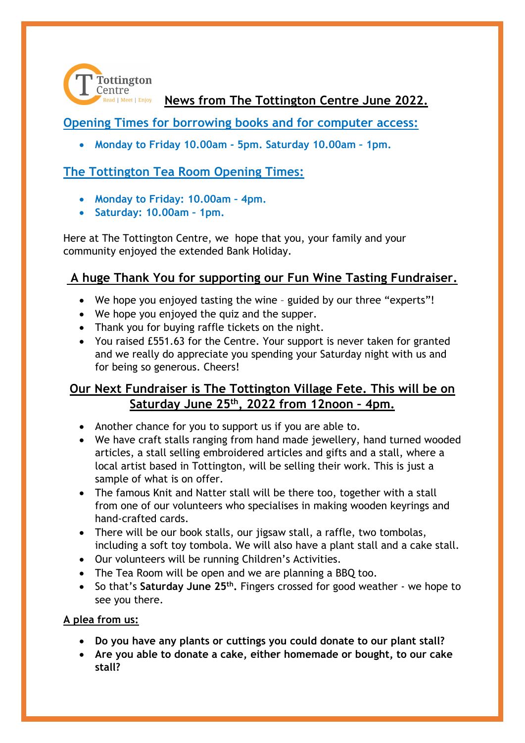Tottington Centre
Read | Meet | Enjoy

# News from The Tottington Centre June 2022.

## Opening Times for borrowing books and for computer access:

- **Monday to Friday 10.00am - 5pm. Saturday 10.00am – 1pm.**

## The Tottington Tea Room Opening Times:

- **Monday to Friday: 10.00am – 4pm.**
- **Saturday: 10.00am – 1pm.**

Here at The Tottington Centre, we hope that you, your family and your community enjoyed the extended Bank Holiday.

## A huge Thank You for supporting our Fun Wine Tasting Fundraiser.

- We hope you enjoyed tasting the wine – guided by our three "experts"!
- We hope you enjoyed the quiz and the supper.
- Thank you for buying raffle tickets on the night.
- You raised £551.63 for the Centre. Your support is never taken for granted and we really do appreciate you spending your Saturday night with us and for being so generous. Cheers!

## Our Next Fundraiser is The Tottington Village Fete. This will be on Saturday June 25th, 2022 from 12noon – 4pm.

- Another chance for you to support us if you are able to.
- We have craft stalls ranging from hand made jewellery, hand turned wooded articles, a stall selling embroidered articles and gifts and a stall, where a local artist based in Tottington, will be selling their work. This is just a sample of what is on offer.
- The famous Knit and Natter stall will be there too, together with a stall from one of our volunteers who specialises in making wooden keyrings and hand-crafted cards.
- There will be our book stalls, our jigsaw stall, a raffle, two tombolas, including a soft toy tombola. We will also have a plant stall and a cake stall.
- Our volunteers will be running Children's Activities.
- The Tea Room will be open and we are planning a BBQ too.
- So that's **Saturday June 25th.** Fingers crossed for good weather - we hope to see you there.

**A plea from us:**

- **Do you have any plants or cuttings you could donate to our plant stall?**
- **Are you able to donate a cake, either homemade or bought, to our cake stall?**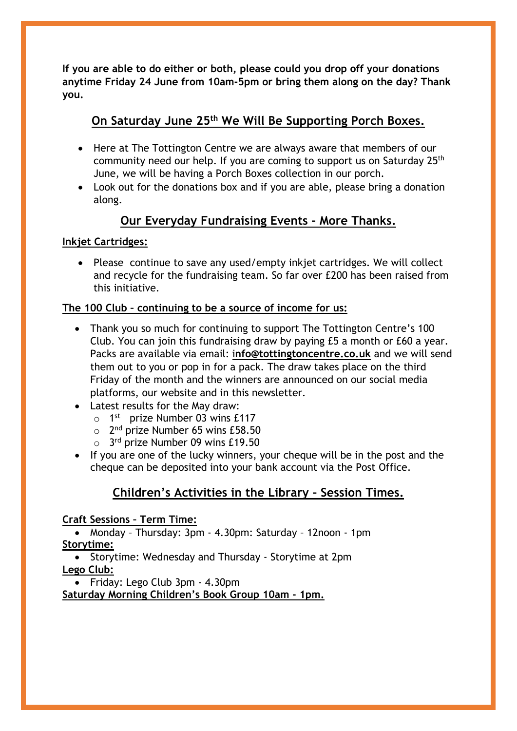**If you are able to do either or both, please could you drop off your donations anytime Friday 24 June from 10am-5pm or bring them along on the day? Thank you.**

## On Saturday June 25th We Will Be Supporting Porch Boxes.

- Here at The Tottington Centre we are always aware that members of our community need our help. If you are coming to support us on Saturday 25th June, we will be having a Porch Boxes collection in our porch.
- Look out for the donations box and if you are able, please bring a donation along.

## Our Everyday Fundraising Events – More Thanks.

**Inkjet Cartridges:**

- Please continue to save any used/empty inkjet cartridges. We will collect and recycle for the fundraising team. So far over £200 has been raised from this initiative.

**The 100 Club – continuing to be a source of income for us:**

- Thank you so much for continuing to support The Tottington Centre's 100 Club. You can join this fundraising draw by paying £5 a month or £60 a year. Packs are available via email: **info@tottingtoncentre.co.uk** and we will send them out to you or pop in for a pack. The draw takes place on the third Friday of the month and the winners are announced on our social media platforms, our website and in this newsletter.
- Latest results for the May draw:
  - 1st prize Number 03 wins £117
  - 2nd prize Number 65 wins £58.50
  - 3rd prize Number 09 wins £19.50
- If you are one of the lucky winners, your cheque will be in the post and the cheque can be deposited into your bank account via the Post Office.

## Children's Activities in the Library – Session Times.

**Craft Sessions – Term Time:**

- Monday – Thursday: 3pm - 4.30pm: Saturday – 12noon - 1pm

**Storytime:**

- Storytime: Wednesday and Thursday - Storytime at 2pm

**Lego Club:**

- Friday: Lego Club 3pm - 4.30pm

**Saturday Morning Children's Book Group 10am - 1pm.**